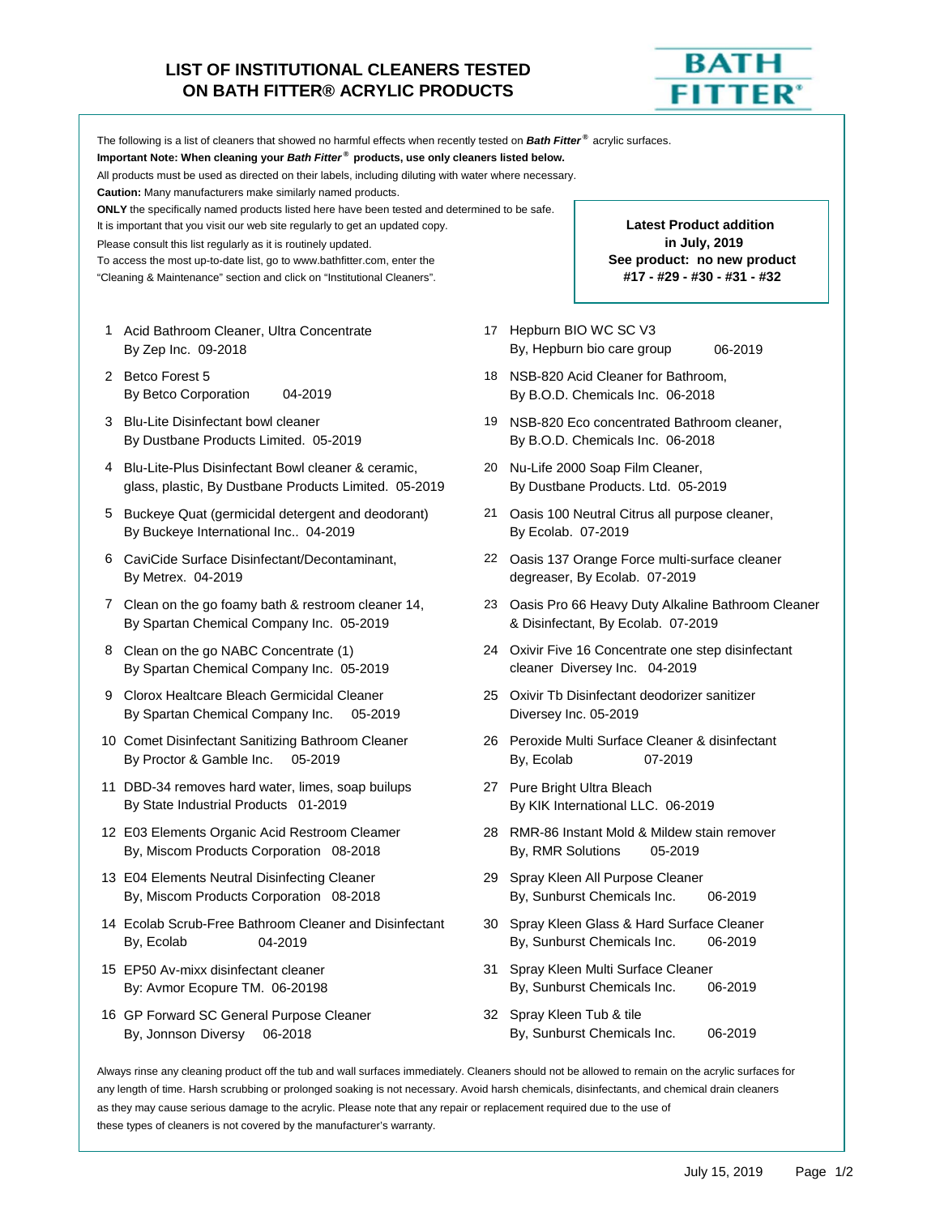# LIST OF INSTITUTIONAL CLEANERS TESTED ON BATH FITTER® ACRYLIC PRODUCTS

BATH FITTER®

The following is a list of cleaners that showed no harmful effects when recently tested on ***Bath Fitter®*** acrylic surfaces.

**Important Note: When cleaning your *Bath Fitter®* products, use only cleaners listed below.**

All products must be used as directed on their labels, including diluting with water where necessary.

**Caution:** Many manufacturers make similarly named products.

**ONLY** the specifically named products listed here have been tested and determined to be safe.

It is important that you visit our web site regularly to get an updated copy.

Please consult this list regularly as it is routinely updated.

To access the most up-to-date list, go to www.bathfitter.com, enter the "Cleaning & Maintenance" section and click on "Institutional Cleaners".

**Latest Product addition in July, 2019**
**See product: no new product**
**#17 - #29 - #30 - #31 - #32**

1. Acid Bathroom Cleaner, Ultra Concentrate
   By Zep Inc. 09-2018
2. Betco Forest 5
   By Betco Corporation 04-2019
3. Blu-Lite Disinfectant bowl cleaner
   By Dustbane Products Limited. 05-2019
4. Blu-Lite-Plus Disinfectant Bowl cleaner & ceramic, glass, plastic, By Dustbane Products Limited. 05-2019
5. Buckeye Quat (germicidal detergent and deodorant)
   By Buckeye International Inc.. 04-2019
6. CaviCide Surface Disinfectant/Decontaminant,
   By Metrex. 04-2019
7. Clean on the go foamy bath & restroom cleaner 14,
   By Spartan Chemical Company Inc. 05-2019
8. Clean on the go NABC Concentrate (1)
   By Spartan Chemical Company Inc. 05-2019
9. Clorox Healtcare Bleach Germicidal Cleaner
   By Spartan Chemical Company Inc. 05-2019
10. Comet Disinfectant Sanitizing Bathroom Cleaner
    By Proctor & Gamble Inc. 05-2019
11. DBD-34 removes hard water, limes, soap builups
    By State Industrial Products 01-2019
12. E03 Elements Organic Acid Restroom Cleamer
    By, Miscom Products Corporation 08-2018
13. E04 Elements Neutral Disinfecting Cleaner
    By, Miscom Products Corporation 08-2018
14. Ecolab Scrub-Free Bathroom Cleaner and Disinfectant
    By, Ecolab 04-2019
15. EP50 Av-mixx disinfectant cleaner
    By: Avmor Ecopure TM. 06-20198
16. GP Forward SC General Purpose Cleaner
    By, Jonnson Diversy 06-2018
17. Hepburn BIO WC SC V3
    By, Hepburn bio care group 06-2019
18. NSB-820 Acid Cleaner for Bathroom,
    By B.O.D. Chemicals Inc. 06-2018
19. NSB-820 Eco concentrated Bathroom cleaner,
    By B.O.D. Chemicals Inc. 06-2018
20. Nu-Life 2000 Soap Film Cleaner,
    By Dustbane Products. Ltd. 05-2019
21. Oasis 100 Neutral Citrus all purpose cleaner,
    By Ecolab. 07-2019
22. Oasis 137 Orange Force multi-surface cleaner degreaser, By Ecolab. 07-2019
23. Oasis Pro 66 Heavy Duty Alkaline Bathroom Cleaner & Disinfectant, By Ecolab. 07-2019
24. Oxivir Five 16 Concentrate one step disinfectant cleaner Diversey Inc. 04-2019
25. Oxivir Tb Disinfectant deodorizer sanitizer
    Diversey Inc. 05-2019
26. Peroxide Multi Surface Cleaner & disinfectant
    By, Ecolab 07-2019
27. Pure Bright Ultra Bleach
    By KIK International LLC. 06-2019
28. RMR-86 Instant Mold & Mildew stain remover
    By, RMR Solutions 05-2019
29. Spray Kleen All Purpose Cleaner
    By, Sunburst Chemicals Inc. 06-2019
30. Spray Kleen Glass & Hard Surface Cleaner
    By, Sunburst Chemicals Inc. 06-2019
31. Spray Kleen Multi Surface Cleaner
    By, Sunburst Chemicals Inc. 06-2019
32. Spray Kleen Tub & tile
    By, Sunburst Chemicals Inc. 06-2019

Always rinse any cleaning product off the tub and wall surfaces immediately. Cleaners should not be allowed to remain on the acrylic surfaces for any length of time. Harsh scrubbing or prolonged soaking is not necessary. Avoid harsh chemicals, disinfectants, and chemical drain cleaners as they may cause serious damage to the acrylic. Please note that any repair or replacement required due to the use of these types of cleaners is not covered by the manufacturer's warranty.

July 15, 2019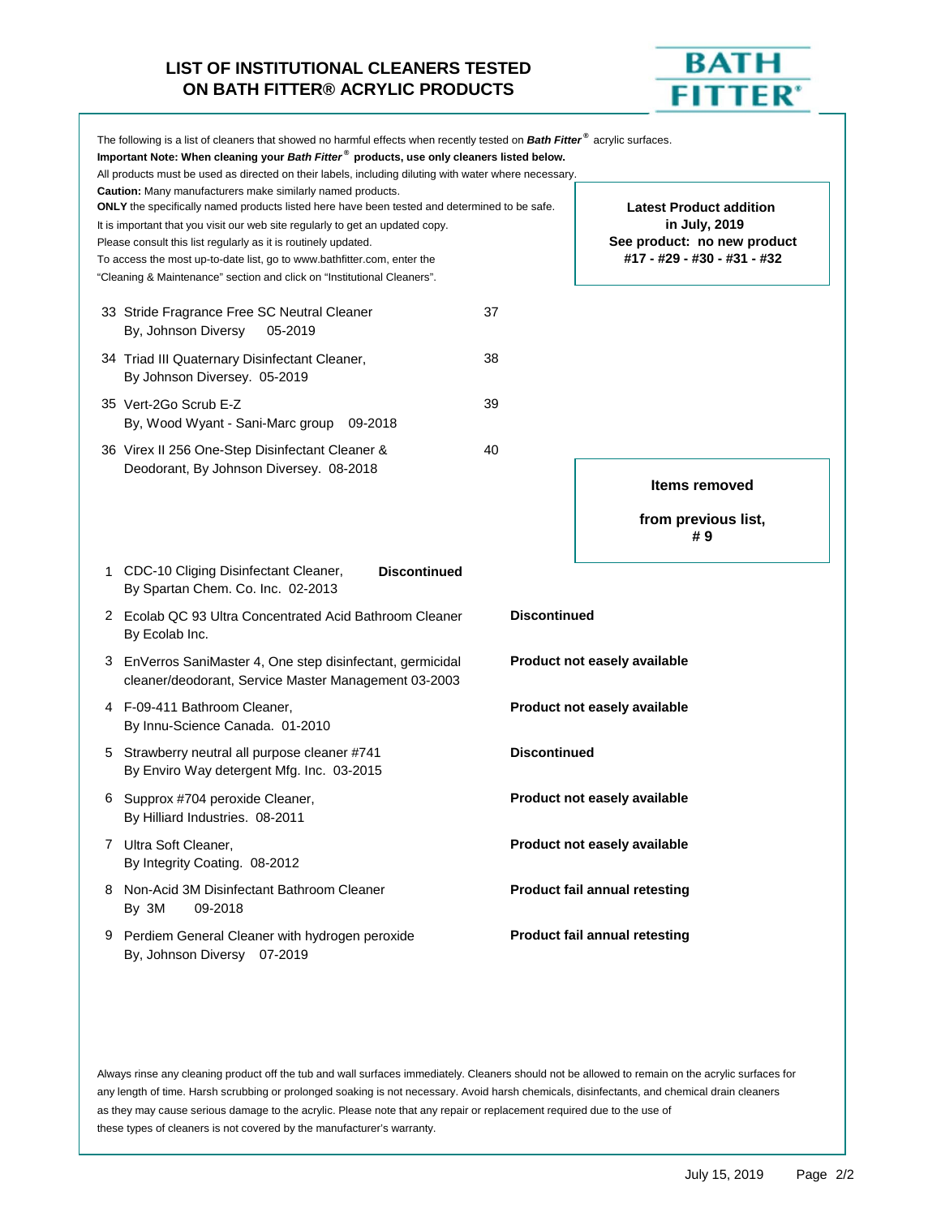# LIST OF INSTITUTIONAL CLEANERS TESTED ON BATH FITTER® ACRYLIC PRODUCTS

BATH FITTER®

The following is a list of cleaners that showed no harmful effects when recently tested on ***Bath Fitter***® acrylic surfaces.

**Important Note: When cleaning your *Bath Fitter*® products, use only cleaners listed below.**

All products must be used as directed on their labels, including diluting with water where necessary.

**Caution:** Many manufacturers make similarly named products.

**ONLY** the specifically named products listed here have been tested and determined to be safe.

It is important that you visit our web site regularly to get an updated copy.

Please consult this list regularly as it is routinely updated.

To access the most up-to-date list, go to www.bathfitter.com, enter the "Cleaning & Maintenance" section and click on "Institutional Cleaners".

**Latest Product addition in July, 2019**
**See product: no new product**
**#17 - #29 - #30 - #31 - #32**

33 Stride Fragrance Free SC Neutral Cleaner
By, Johnson Diversy 05-2019

37

34 Triad III Quaternary Disinfectant Cleaner,
By Johnson Diversey. 05-2019

38

35 Vert-2Go Scrub E-Z
By, Wood Wyant - Sani-Marc group 09-2018

39

36 Virex II 256 One-Step Disinfectant Cleaner & Deodorant, By Johnson Diversey. 08-2018

40

**Items removed from previous list, # 9**

| | | |
|---|---|---|
| 1 | CDC-10 Cliging Disinfectant Cleaner, By Spartan Chem. Co. Inc. 02-2013 | **Discontinued** |
| 2 | Ecolab QC 93 Ultra Concentrated Acid Bathroom Cleaner By Ecolab Inc. | **Discontinued** |
| 3 | EnVerros SaniMaster 4, One step disinfectant, germicidal cleaner/deodorant, Service Master Management 03-2003 | **Product not easely available** |
| 4 | F-09-411 Bathroom Cleaner, By Innu-Science Canada. 01-2010 | **Product not easely available** |
| 5 | Strawberry neutral all purpose cleaner #741 By Enviro Way detergent Mfg. Inc. 03-2015 | **Discontinued** |
| 6 | Supprox #704 peroxide Cleaner, By Hilliard Industries. 08-2011 | **Product not easely available** |
| 7 | Ultra Soft Cleaner, By Integrity Coating. 08-2012 | **Product not easely available** |
| 8 | Non-Acid 3M Disinfectant Bathroom Cleaner By 3M 09-2018 | **Product fail annual retesting** |
| 9 | Perdiem General Cleaner with hydrogen peroxide By, Johnson Diversy 07-2019 | **Product fail annual retesting** |

Always rinse any cleaning product off the tub and wall surfaces immediately. Cleaners should not be allowed to remain on the acrylic surfaces for any length of time. Harsh scrubbing or prolonged soaking is not necessary. Avoid harsh chemicals, disinfectants, and chemical drain cleaners as they may cause serious damage to the acrylic. Please note that any repair or replacement required due to the use of these types of cleaners is not covered by the manufacturer's warranty.

July 15, 2019